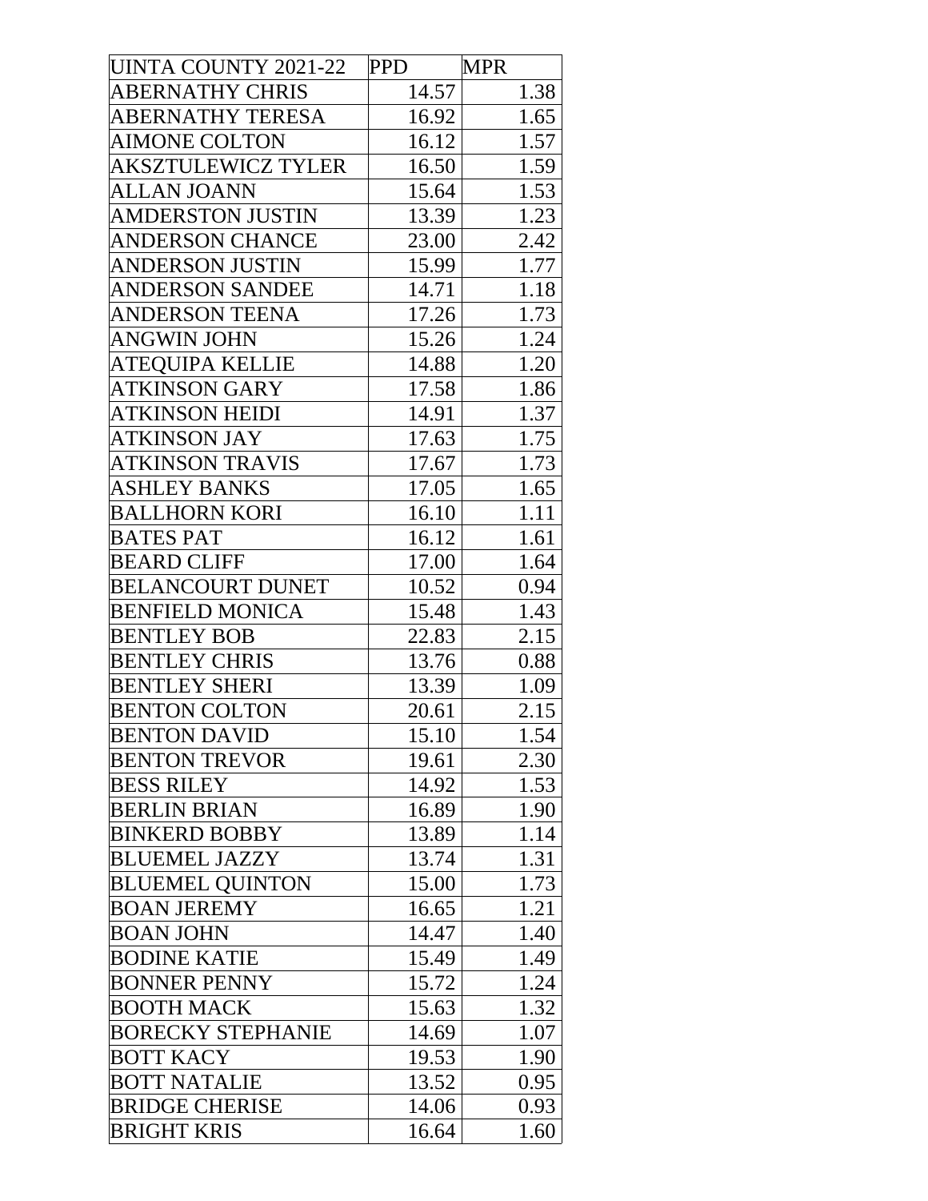| UINTA COUNTY 2021-22 | PPD | MPR |
|---|---|---|
| ABERNATHY CHRIS | 14.57 | 1.38 |
| ABERNATHY TERESA | 16.92 | 1.65 |
| AIMONE COLTON | 16.12 | 1.57 |
| AKSZTULEWICZ TYLER | 16.50 | 1.59 |
| ALLAN JOANN | 15.64 | 1.53 |
| AMDERSTON JUSTIN | 13.39 | 1.23 |
| ANDERSON CHANCE | 23.00 | 2.42 |
| ANDERSON JUSTIN | 15.99 | 1.77 |
| ANDERSON SANDEE | 14.71 | 1.18 |
| ANDERSON TEENA | 17.26 | 1.73 |
| ANGWIN JOHN | 15.26 | 1.24 |
| ATEQUIPA KELLIE | 14.88 | 1.20 |
| ATKINSON GARY | 17.58 | 1.86 |
| ATKINSON HEIDI | 14.91 | 1.37 |
| ATKINSON JAY | 17.63 | 1.75 |
| ATKINSON TRAVIS | 17.67 | 1.73 |
| ASHLEY BANKS | 17.05 | 1.65 |
| BALLHORN KORI | 16.10 | 1.11 |
| BATES PAT | 16.12 | 1.61 |
| BEARD CLIFF | 17.00 | 1.64 |
| BELANCOURT DUNET | 10.52 | 0.94 |
| BENFIELD MONICA | 15.48 | 1.43 |
| BENTLEY BOB | 22.83 | 2.15 |
| BENTLEY CHRIS | 13.76 | 0.88 |
| BENTLEY SHERI | 13.39 | 1.09 |
| BENTON COLTON | 20.61 | 2.15 |
| BENTON DAVID | 15.10 | 1.54 |
| BENTON TREVOR | 19.61 | 2.30 |
| BESS RILEY | 14.92 | 1.53 |
| BERLIN BRIAN | 16.89 | 1.90 |
| BINKERD BOBBY | 13.89 | 1.14 |
| BLUEMEL JAZZY | 13.74 | 1.31 |
| BLUEMEL QUINTON | 15.00 | 1.73 |
| BOAN JEREMY | 16.65 | 1.21 |
| BOAN JOHN | 14.47 | 1.40 |
| BODINE KATIE | 15.49 | 1.49 |
| BONNER PENNY | 15.72 | 1.24 |
| BOOTH MACK | 15.63 | 1.32 |
| BORECKY STEPHANIE | 14.69 | 1.07 |
| BOTT KACY | 19.53 | 1.90 |
| BOTT NATALIE | 13.52 | 0.95 |
| BRIDGE CHERISE | 14.06 | 0.93 |
| BRIGHT KRIS | 16.64 | 1.60 |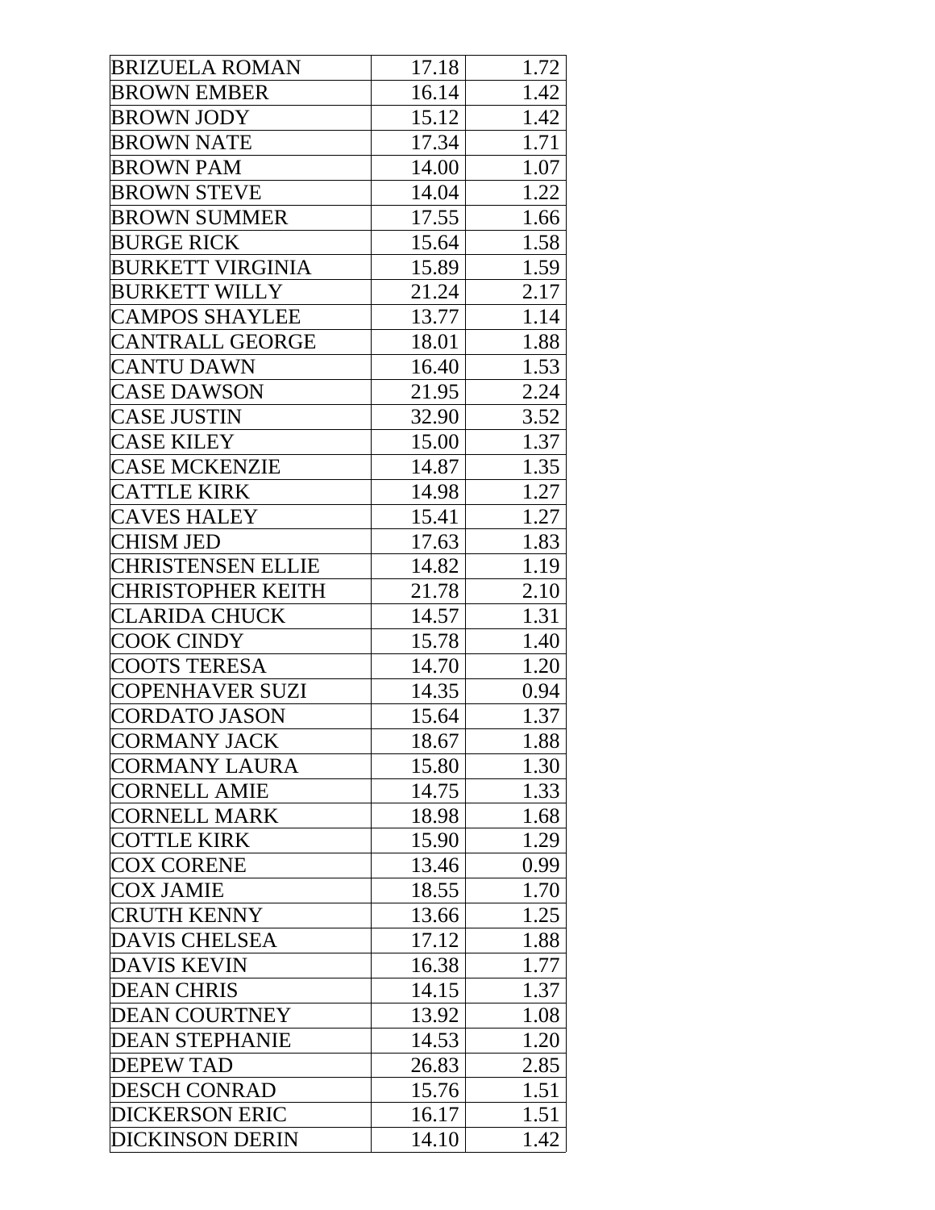| | | |
|---|---|---|
| BRIZUELA ROMAN | 17.18 | 1.72 |
| BROWN EMBER | 16.14 | 1.42 |
| BROWN JODY | 15.12 | 1.42 |
| BROWN NATE | 17.34 | 1.71 |
| BROWN PAM | 14.00 | 1.07 |
| BROWN STEVE | 14.04 | 1.22 |
| BROWN SUMMER | 17.55 | 1.66 |
| BURGE RICK | 15.64 | 1.58 |
| BURKETT VIRGINIA | 15.89 | 1.59 |
| BURKETT WILLY | 21.24 | 2.17 |
| CAMPOS SHAYLEE | 13.77 | 1.14 |
| CANTRALL GEORGE | 18.01 | 1.88 |
| CANTU DAWN | 16.40 | 1.53 |
| CASE DAWSON | 21.95 | 2.24 |
| CASE JUSTIN | 32.90 | 3.52 |
| CASE KILEY | 15.00 | 1.37 |
| CASE MCKENZIE | 14.87 | 1.35 |
| CATTLE KIRK | 14.98 | 1.27 |
| CAVES HALEY | 15.41 | 1.27 |
| CHISM JED | 17.63 | 1.83 |
| CHRISTENSEN ELLIE | 14.82 | 1.19 |
| CHRISTOPHER KEITH | 21.78 | 2.10 |
| CLARIDA CHUCK | 14.57 | 1.31 |
| COOK CINDY | 15.78 | 1.40 |
| COOTS TERESA | 14.70 | 1.20 |
| COPENHAVER SUZI | 14.35 | 0.94 |
| CORDATO JASON | 15.64 | 1.37 |
| CORMANY JACK | 18.67 | 1.88 |
| CORMANY LAURA | 15.80 | 1.30 |
| CORNELL AMIE | 14.75 | 1.33 |
| CORNELL MARK | 18.98 | 1.68 |
| COTTLE KIRK | 15.90 | 1.29 |
| COX CORENE | 13.46 | 0.99 |
| COX JAMIE | 18.55 | 1.70 |
| CRUTH KENNY | 13.66 | 1.25 |
| DAVIS CHELSEA | 17.12 | 1.88 |
| DAVIS KEVIN | 16.38 | 1.77 |
| DEAN CHRIS | 14.15 | 1.37 |
| DEAN COURTNEY | 13.92 | 1.08 |
| DEAN STEPHANIE | 14.53 | 1.20 |
| DEPEW TAD | 26.83 | 2.85 |
| DESCH CONRAD | 15.76 | 1.51 |
| DICKERSON ERIC | 16.17 | 1.51 |
| DICKINSON DERIN | 14.10 | 1.42 |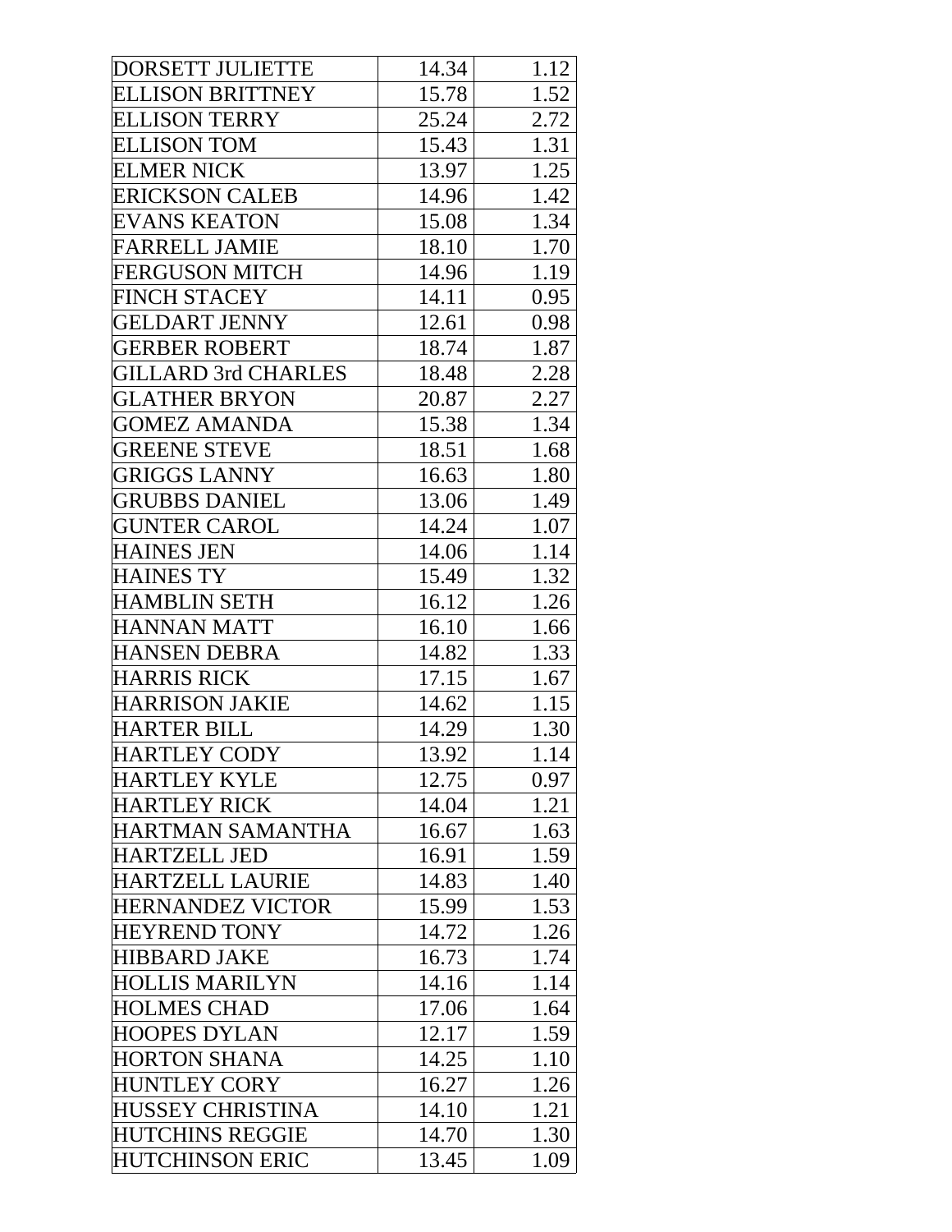| | | |
|---|---|---|
| DORSETT JULIETTE | 14.34 | 1.12 |
| ELLISON BRITTNEY | 15.78 | 1.52 |
| ELLISON TERRY | 25.24 | 2.72 |
| ELLISON TOM | 15.43 | 1.31 |
| ELMER NICK | 13.97 | 1.25 |
| ERICKSON CALEB | 14.96 | 1.42 |
| EVANS KEATON | 15.08 | 1.34 |
| FARRELL JAMIE | 18.10 | 1.70 |
| FERGUSON MITCH | 14.96 | 1.19 |
| FINCH STACEY | 14.11 | 0.95 |
| GELDART JENNY | 12.61 | 0.98 |
| GERBER ROBERT | 18.74 | 1.87 |
| GILLARD 3rd CHARLES | 18.48 | 2.28 |
| GLATHER BRYON | 20.87 | 2.27 |
| GOMEZ AMANDA | 15.38 | 1.34 |
| GREENE STEVE | 18.51 | 1.68 |
| GRIGGS LANNY | 16.63 | 1.80 |
| GRUBBS DANIEL | 13.06 | 1.49 |
| GUNTER CAROL | 14.24 | 1.07 |
| HAINES JEN | 14.06 | 1.14 |
| HAINES TY | 15.49 | 1.32 |
| HAMBLIN SETH | 16.12 | 1.26 |
| HANNAN MATT | 16.10 | 1.66 |
| HANSEN DEBRA | 14.82 | 1.33 |
| HARRIS RICK | 17.15 | 1.67 |
| HARRISON JAKIE | 14.62 | 1.15 |
| HARTER BILL | 14.29 | 1.30 |
| HARTLEY CODY | 13.92 | 1.14 |
| HARTLEY KYLE | 12.75 | 0.97 |
| HARTLEY RICK | 14.04 | 1.21 |
| HARTMAN SAMANTHA | 16.67 | 1.63 |
| HARTZELL JED | 16.91 | 1.59 |
| HARTZELL LAURIE | 14.83 | 1.40 |
| HERNANDEZ VICTOR | 15.99 | 1.53 |
| HEYREND TONY | 14.72 | 1.26 |
| HIBBARD JAKE | 16.73 | 1.74 |
| HOLLIS MARILYN | 14.16 | 1.14 |
| HOLMES CHAD | 17.06 | 1.64 |
| HOOPES DYLAN | 12.17 | 1.59 |
| HORTON SHANA | 14.25 | 1.10 |
| HUNTLEY CORY | 16.27 | 1.26 |
| HUSSEY CHRISTINA | 14.10 | 1.21 |
| HUTCHINS REGGIE | 14.70 | 1.30 |
| HUTCHINSON ERIC | 13.45 | 1.09 |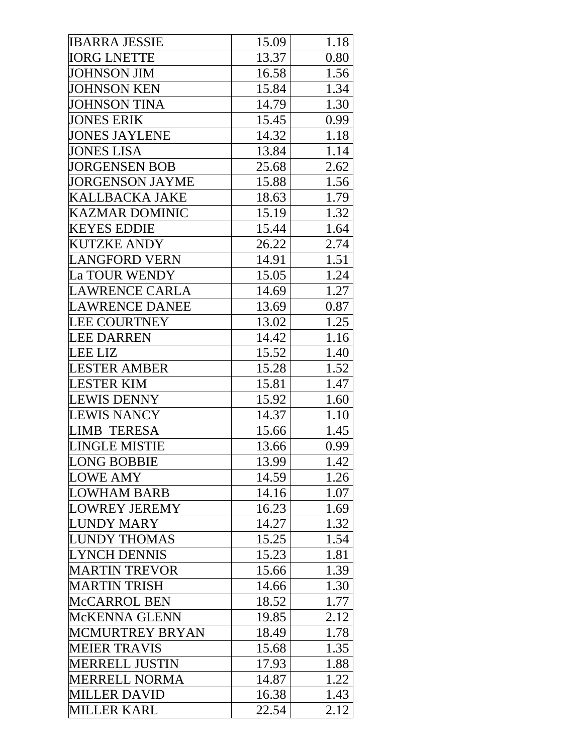| | | |
|---|---|---|
| IBARRA JESSIE | 15.09 | 1.18 |
| IORG LNETTE | 13.37 | 0.80 |
| JOHNSON JIM | 16.58 | 1.56 |
| JOHNSON KEN | 15.84 | 1.34 |
| JOHNSON TINA | 14.79 | 1.30 |
| JONES ERIK | 15.45 | 0.99 |
| JONES JAYLENE | 14.32 | 1.18 |
| JONES LISA | 13.84 | 1.14 |
| JORGENSEN BOB | 25.68 | 2.62 |
| JORGENSON JAYME | 15.88 | 1.56 |
| KALLBACKA JAKE | 18.63 | 1.79 |
| KAZMAR DOMINIC | 15.19 | 1.32 |
| KEYES EDDIE | 15.44 | 1.64 |
| KUTZKE ANDY | 26.22 | 2.74 |
| LANGFORD VERN | 14.91 | 1.51 |
| La TOUR WENDY | 15.05 | 1.24 |
| LAWRENCE CARLA | 14.69 | 1.27 |
| LAWRENCE DANEE | 13.69 | 0.87 |
| LEE COURTNEY | 13.02 | 1.25 |
| LEE DARREN | 14.42 | 1.16 |
| LEE LIZ | 15.52 | 1.40 |
| LESTER AMBER | 15.28 | 1.52 |
| LESTER KIM | 15.81 | 1.47 |
| LEWIS DENNY | 15.92 | 1.60 |
| LEWIS NANCY | 14.37 | 1.10 |
| LIMB TERESA | 15.66 | 1.45 |
| LINGLE MISTIE | 13.66 | 0.99 |
| LONG BOBBIE | 13.99 | 1.42 |
| LOWE AMY | 14.59 | 1.26 |
| LOWHAM BARB | 14.16 | 1.07 |
| LOWREY JEREMY | 16.23 | 1.69 |
| LUNDY MARY | 14.27 | 1.32 |
| LUNDY THOMAS | 15.25 | 1.54 |
| LYNCH DENNIS | 15.23 | 1.81 |
| MARTIN TREVOR | 15.66 | 1.39 |
| MARTIN TRISH | 14.66 | 1.30 |
| McCARROL BEN | 18.52 | 1.77 |
| McKENNA GLENN | 19.85 | 2.12 |
| MCMURTREY BRYAN | 18.49 | 1.78 |
| MEIER TRAVIS | 15.68 | 1.35 |
| MERRELL JUSTIN | 17.93 | 1.88 |
| MERRELL NORMA | 14.87 | 1.22 |
| MILLER DAVID | 16.38 | 1.43 |
| MILLER KARL | 22.54 | 2.12 |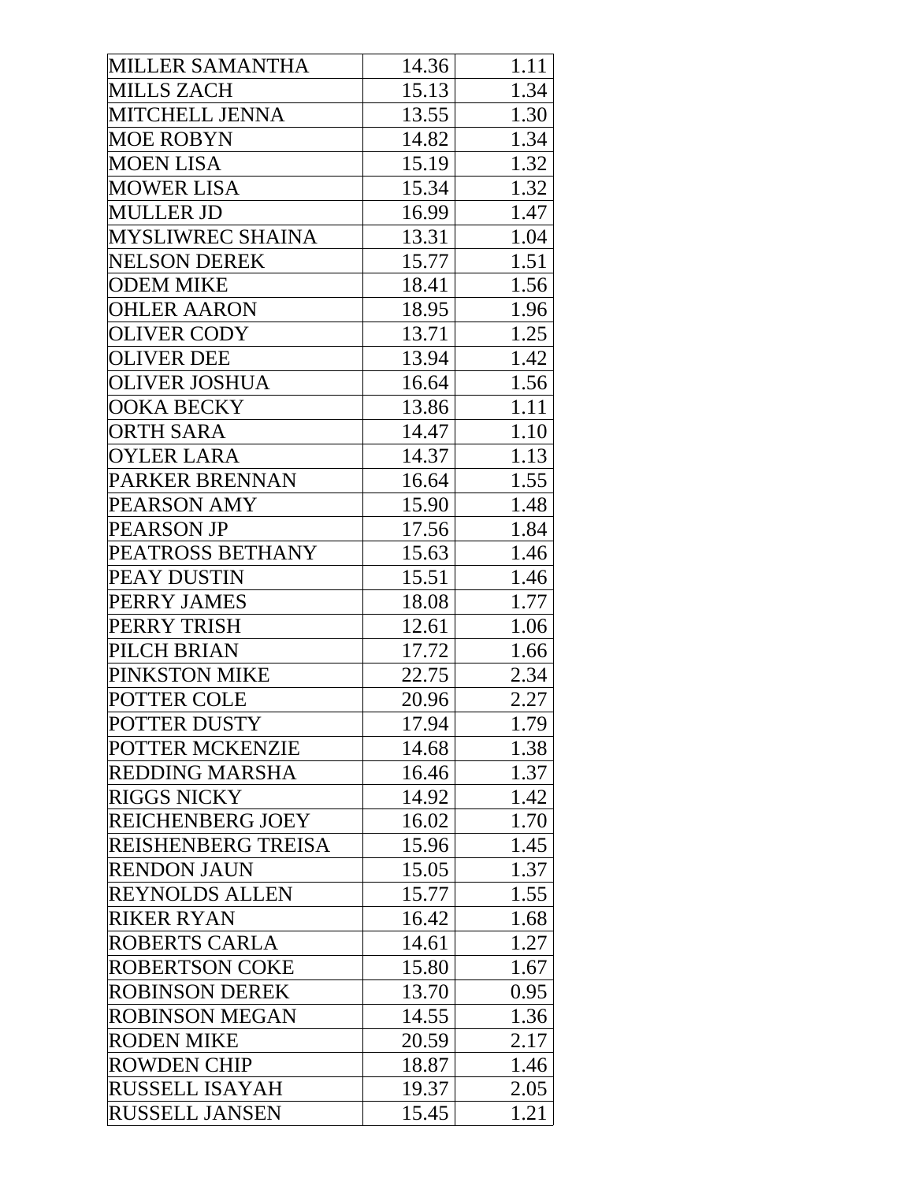| | | |
|---|---|---|
| MILLER SAMANTHA | 14.36 | 1.11 |
| MILLS ZACH | 15.13 | 1.34 |
| MITCHELL JENNA | 13.55 | 1.30 |
| MOE ROBYN | 14.82 | 1.34 |
| MOEN LISA | 15.19 | 1.32 |
| MOWER LISA | 15.34 | 1.32 |
| MULLER JD | 16.99 | 1.47 |
| MYSLIWREC SHAINA | 13.31 | 1.04 |
| NELSON DEREK | 15.77 | 1.51 |
| ODEM MIKE | 18.41 | 1.56 |
| OHLER AARON | 18.95 | 1.96 |
| OLIVER CODY | 13.71 | 1.25 |
| OLIVER DEE | 13.94 | 1.42 |
| OLIVER JOSHUA | 16.64 | 1.56 |
| OOKA BECKY | 13.86 | 1.11 |
| ORTH SARA | 14.47 | 1.10 |
| OYLER LARA | 14.37 | 1.13 |
| PARKER BRENNAN | 16.64 | 1.55 |
| PEARSON AMY | 15.90 | 1.48 |
| PEARSON JP | 17.56 | 1.84 |
| PEATROSS BETHANY | 15.63 | 1.46 |
| PEAY DUSTIN | 15.51 | 1.46 |
| PERRY JAMES | 18.08 | 1.77 |
| PERRY TRISH | 12.61 | 1.06 |
| PILCH BRIAN | 17.72 | 1.66 |
| PINKSTON MIKE | 22.75 | 2.34 |
| POTTER COLE | 20.96 | 2.27 |
| POTTER DUSTY | 17.94 | 1.79 |
| POTTER MCKENZIE | 14.68 | 1.38 |
| REDDING MARSHA | 16.46 | 1.37 |
| RIGGS NICKY | 14.92 | 1.42 |
| REICHENBERG JOEY | 16.02 | 1.70 |
| REISHENBERG TREISA | 15.96 | 1.45 |
| RENDON JAUN | 15.05 | 1.37 |
| REYNOLDS ALLEN | 15.77 | 1.55 |
| RIKER RYAN | 16.42 | 1.68 |
| ROBERTS CARLA | 14.61 | 1.27 |
| ROBERTSON COKE | 15.80 | 1.67 |
| ROBINSON DEREK | 13.70 | 0.95 |
| ROBINSON MEGAN | 14.55 | 1.36 |
| RODEN MIKE | 20.59 | 2.17 |
| ROWDEN CHIP | 18.87 | 1.46 |
| RUSSELL ISAYAH | 19.37 | 2.05 |
| RUSSELL JANSEN | 15.45 | 1.21 |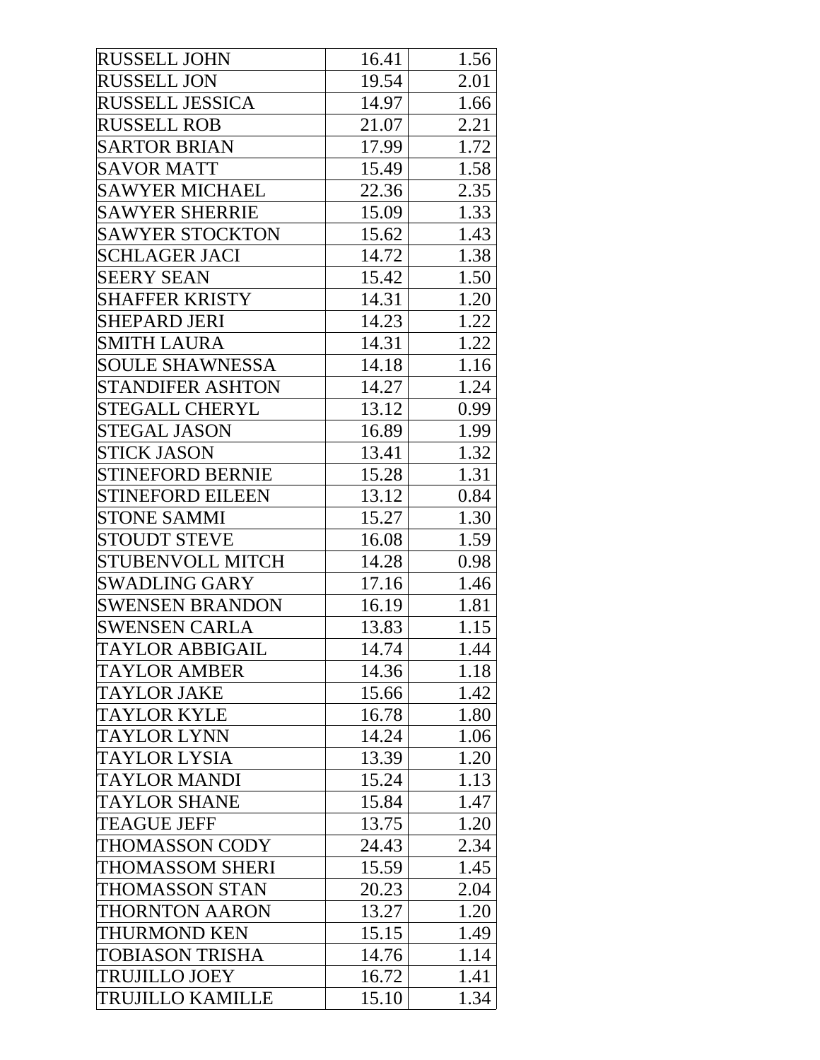| | | |
|---|---|---|
| RUSSELL JOHN | 16.41 | 1.56 |
| RUSSELL JON | 19.54 | 2.01 |
| RUSSELL JESSICA | 14.97 | 1.66 |
| RUSSELL ROB | 21.07 | 2.21 |
| SARTOR BRIAN | 17.99 | 1.72 |
| SAVOR MATT | 15.49 | 1.58 |
| SAWYER MICHAEL | 22.36 | 2.35 |
| SAWYER SHERRIE | 15.09 | 1.33 |
| SAWYER STOCKTON | 15.62 | 1.43 |
| SCHLAGER JACI | 14.72 | 1.38 |
| SEERY SEAN | 15.42 | 1.50 |
| SHAFFER KRISTY | 14.31 | 1.20 |
| SHEPARD JERI | 14.23 | 1.22 |
| SMITH LAURA | 14.31 | 1.22 |
| SOULE SHAWNESSA | 14.18 | 1.16 |
| STANDIFER ASHTON | 14.27 | 1.24 |
| STEGALL CHERYL | 13.12 | 0.99 |
| STEGAL JASON | 16.89 | 1.99 |
| STICK JASON | 13.41 | 1.32 |
| STINEFORD BERNIE | 15.28 | 1.31 |
| STINEFORD EILEEN | 13.12 | 0.84 |
| STONE SAMMI | 15.27 | 1.30 |
| STOUDT STEVE | 16.08 | 1.59 |
| STUBENVOLL MITCH | 14.28 | 0.98 |
| SWADLING GARY | 17.16 | 1.46 |
| SWENSEN BRANDON | 16.19 | 1.81 |
| SWENSEN CARLA | 13.83 | 1.15 |
| TAYLOR ABBIGAIL | 14.74 | 1.44 |
| TAYLOR AMBER | 14.36 | 1.18 |
| TAYLOR JAKE | 15.66 | 1.42 |
| TAYLOR KYLE | 16.78 | 1.80 |
| TAYLOR LYNN | 14.24 | 1.06 |
| TAYLOR LYSIA | 13.39 | 1.20 |
| TAYLOR MANDI | 15.24 | 1.13 |
| TAYLOR SHANE | 15.84 | 1.47 |
| TEAGUE JEFF | 13.75 | 1.20 |
| THOMASSON CODY | 24.43 | 2.34 |
| THOMASSOM SHERI | 15.59 | 1.45 |
| THOMASSON STAN | 20.23 | 2.04 |
| THORNTON AARON | 13.27 | 1.20 |
| THURMOND KEN | 15.15 | 1.49 |
| TOBIASON TRISHA | 14.76 | 1.14 |
| TRUJILLO JOEY | 16.72 | 1.41 |
| TRUJILLO KAMILLE | 15.10 | 1.34 |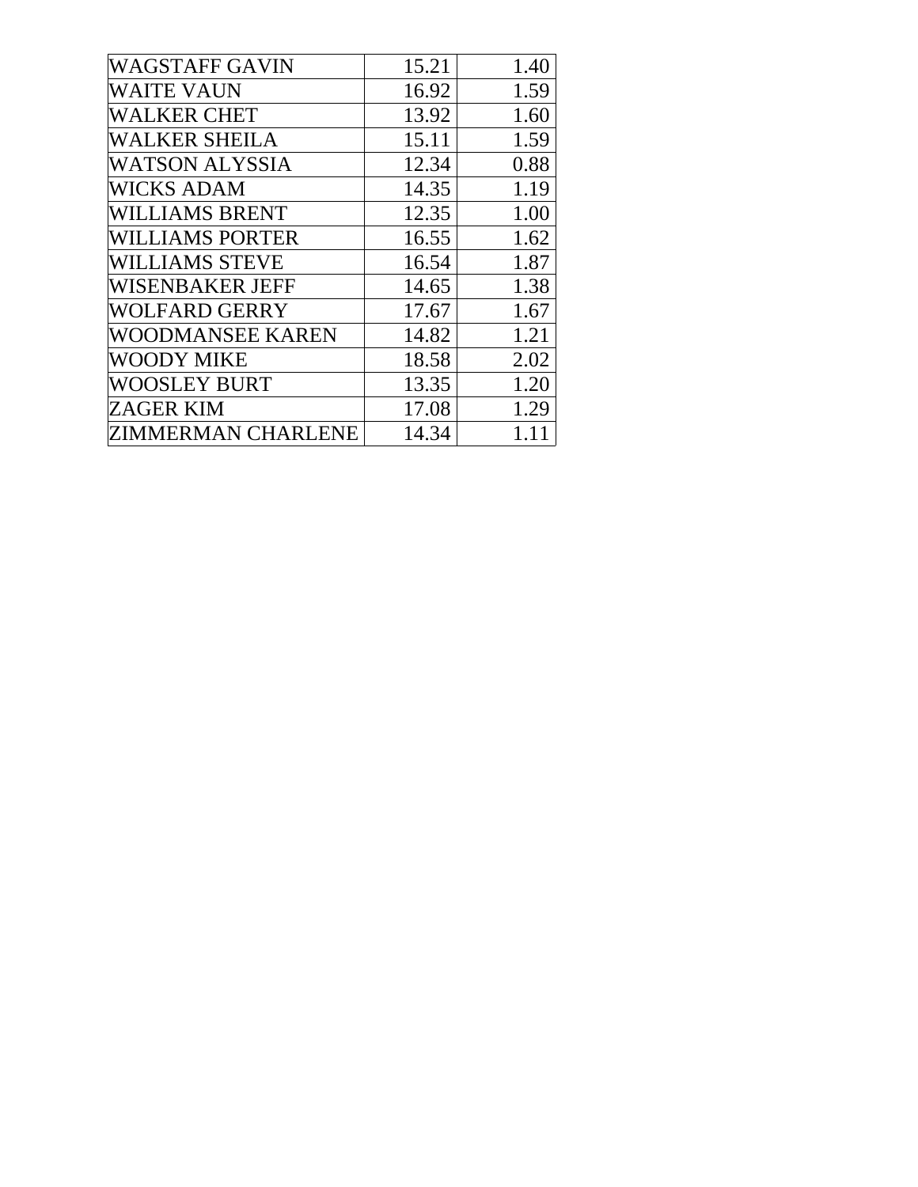| | | |
|---|---|---|
| WAGSTAFF GAVIN | 15.21 | 1.40 |
| WAITE VAUN | 16.92 | 1.59 |
| WALKER CHET | 13.92 | 1.60 |
| WALKER SHEILA | 15.11 | 1.59 |
| WATSON ALYSSIA | 12.34 | 0.88 |
| WICKS ADAM | 14.35 | 1.19 |
| WILLIAMS BRENT | 12.35 | 1.00 |
| WILLIAMS PORTER | 16.55 | 1.62 |
| WILLIAMS STEVE | 16.54 | 1.87 |
| WISENBAKER JEFF | 14.65 | 1.38 |
| WOLFARD GERRY | 17.67 | 1.67 |
| WOODMANSEE KAREN | 14.82 | 1.21 |
| WOODY MIKE | 18.58 | 2.02 |
| WOOSLEY BURT | 13.35 | 1.20 |
| ZAGER KIM | 17.08 | 1.29 |
| ZIMMERMAN CHARLENE | 14.34 | 1.11 |